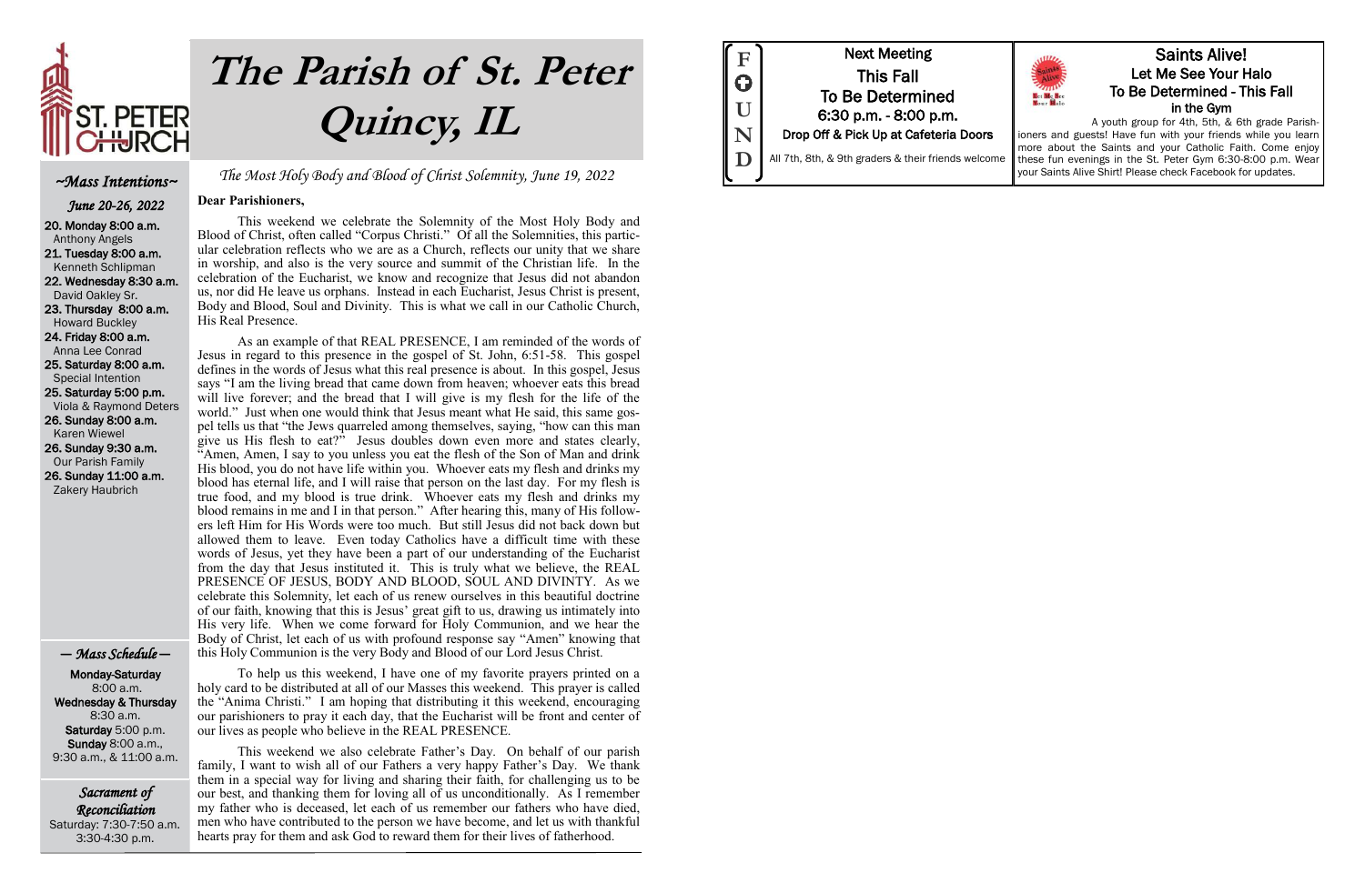ST. PETER CHURCH

# The Parish of St. Peter Quincy, IL

*The Most Holy Body and Blood of Christ Solemnity, June 19, 2022*

## ~Mass Intentions~

*June 20-26, 2022*

- **20. Monday 8:00 a.m.** Anthony Angels
- **21. Tuesday 8:00 a.m.** Kenneth Schlipman
- **22. Wednesday 8:30 a.m.** David Oakley Sr.
- **23. Thursday 8:00 a.m.** Howard Buckley
- **24. Friday 8:00 a.m.** Anna Lee Conrad
- **25. Saturday 8:00 a.m.** Special Intention
- **25. Saturday 5:00 p.m.** Viola & Raymond Deters
- **26. Sunday 8:00 a.m.** Karen Wiewel
- **26. Sunday 9:30 a.m.** Our Parish Family
- **26. Sunday 11:00 a.m.** Zakery Haubrich

## — Mass Schedule —

**Monday-Saturday**
8:00 a.m.
**Wednesday & Thursday**
8:30 a.m.
**Saturday** 5:00 p.m.
**Sunday** 8:00 a.m.,
9:30 a.m., & 11:00 a.m.

## Sacrament of Reconciliation

Saturday: 7:30-7:50 a.m.
3:30-4:30 p.m.

**Dear Parishioners,**

This weekend we celebrate the Solemnity of the Most Holy Body and Blood of Christ, often called "Corpus Christi." Of all the Solemnities, this particular celebration reflects who we are as a Church, reflects our unity that we share in worship, and also is the very source and summit of the Christian life. In the celebration of the Eucharist, we know and recognize that Jesus did not abandon us, nor did He leave us orphans. Instead in each Eucharist, Jesus Christ is present, Body and Blood, Soul and Divinity. This is what we call in our Catholic Church, His Real Presence.

As an example of that REAL PRESENCE, I am reminded of the words of Jesus in regard to this presence in the gospel of St. John, 6:51-58. This gospel defines in the words of Jesus what this real presence is about. In this gospel, Jesus says "I am the living bread that came down from heaven; whoever eats this bread will live forever; and the bread that I will give is my flesh for the life of the world." Just when one would think that Jesus meant what He said, this same gospel tells us that "the Jews quarreled among themselves, saying, "how can this man give us His flesh to eat?" Jesus doubles down even more and states clearly, "Amen, Amen, I say to you unless you eat the flesh of the Son of Man and drink His blood, you do not have life within you. Whoever eats my flesh and drinks my blood has eternal life, and I will raise that person on the last day. For my flesh is true food, and my blood is true drink. Whoever eats my flesh and drinks my blood remains in me and I in that person." After hearing this, many of His followers left Him for His Words were too much. But still Jesus did not back down but allowed them to leave. Even today Catholics have a difficult time with these words of Jesus, yet they have been a part of our understanding of the Eucharist from the day that Jesus instituted it. This is truly what we believe, the REAL PRESENCE OF JESUS, BODY AND BLOOD, SOUL AND DIVINTY. As we celebrate this Solemnity, let each of us renew ourselves in this beautiful doctrine of our faith, knowing that this is Jesus' great gift to us, drawing us intimately into His very life. When we come forward for Holy Communion, and we hear the Body of Christ, let each of us with profound response say "Amen" knowing that this Holy Communion is the very Body and Blood of our Lord Jesus Christ.

To help us this weekend, I have one of my favorite prayers printed on a holy card to be distributed at all of our Masses this weekend. This prayer is called the "Anima Christi." I am hoping that distributing it this weekend, encouraging our parishioners to pray it each day, that the Eucharist will be front and center of our lives as people who believe in the REAL PRESENCE.

This weekend we also celebrate Father's Day. On behalf of our parish family, I want to wish all of our Fathers a very happy Father's Day. We thank them in a special way for living and sharing their faith, for challenging us to be our best, and thanking them for loving all of us unconditionally. As I remember my father who is deceased, let each of us remember our fathers who have died, men who have contributed to the person we have become, and let us with thankful hearts pray for them and ask God to reward them for their lives of fatherhood.

---

**FOUND**

### Next Meeting
### This Fall
### To Be Determined
### 6:30 p.m. - 8:00 p.m.
**Drop Off & Pick Up at Cafeteria Doors**

All 7th, 8th, & 9th graders & their friends welcome

---

## Saints Alive!
### Let Me See Your Halo
### To Be Determined - This Fall
### in the Gym

A youth group for 4th, 5th, & 6th grade Parishioners and guests! Have fun with your friends while you learn more about the Saints and your Catholic Faith. Come enjoy these fun evenings in the St. Peter Gym 6:30-8:00 p.m. Wear your Saints Alive Shirt! Please check Facebook for updates.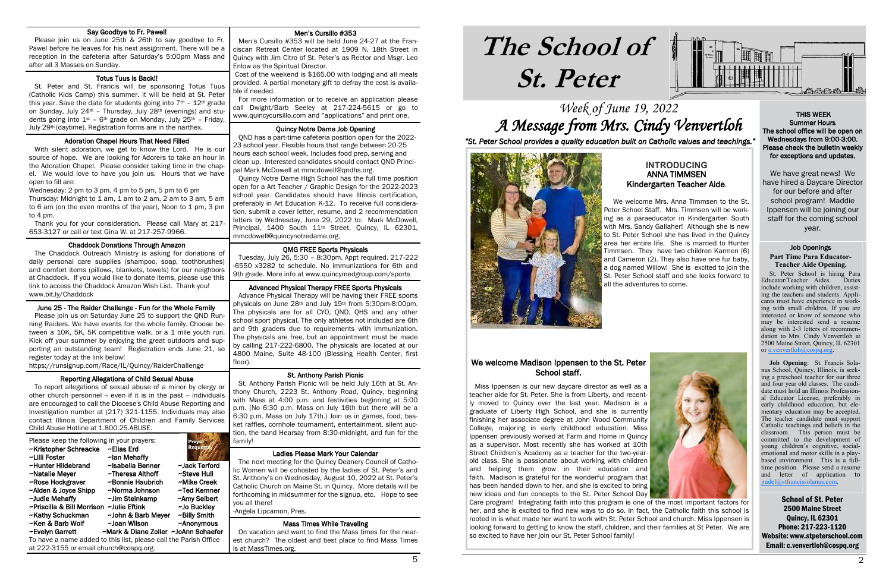## Say Goodbye to Fr. Pawel!

Please join us on June 25th & 26th to say goodbye to Fr. Pawel before he leaves for his next assignment. There will be a reception in the cafeteria after Saturday's 5:00pm Mass and after all 3 Masses on Sunday.

## Totus Tuus is Back!!

St. Peter and St. Francis will be sponsoring Totus Tuus (Catholic Kids Camp) this summer. It will be held at St. Peter this year. Save the date for students going into 7th – 12th grade on Sunday, July 24th – Thursday, July 28th (evenings) and students going into 1st – 6th grade on Monday, July 25th – Friday, July 29th (daytime). Registration forms are in the narthex.

## Adoration Chapel Hours That Need Filled

With silent adoration, we get to know the Lord. He is our source of hope. We are looking for Adorers to take an hour in the Adoration Chapel. Please consider taking time in the chapel. We would love to have you join us. Hours that we have open to fill are:

Wednesday: 2 pm to 3 pm, 4 pm to 5 pm, 5 pm to 6 pm

Thursday: Midnight to 1 am, 1 am to 2 am, 2 am to 3 am, 5 am to 6 am (on the even months of the year), Noon to 1 pm, 3 pm to 4 pm.

Thank you for your consideration. Please call Mary at 217-653-3127 or call or text Gina W. at 217-257-9966.

## Chaddock Donations Through Amazon

The Chaddock Outreach Ministry is asking for donations of daily personal care supplies (shampoo, soap, toothbrushes) and comfort items (pillows, blankets, towels) for our neighbors at Chaddock. If you would like to donate items, please use this link to access the Chaddock Amazon Wish List. Thank you! www.bit.ly/Chaddock

## June 25 - The Raider Challenge - Fun for the Whole Family

Please join us on Saturday June 25 to support the QND Running Raiders. We have events for the whole family. Choose between a 10K, 5K, 5K competitive walk, or a 1 mile youth run. Kick off your summer by enjoying the great outdoors and supporting an outstanding team! Registration ends June 21, so register today at the link below!

https://runsignup.com/Race/IL/Quincy/RaiderChallenge

## Reporting Allegations of Child Sexual Abuse

To report allegations of sexual abuse of a minor by clergy or other church personnel – even if it is in the past – individuals are encouraged to call the Diocese's Child Abuse Reporting and Investigation number at (217) 321-1155. Individuals may also contact Illinois Department of Children and Family Services Child Abuse Hotline at 1.800.25.ABUSE.

## Prayer Requests

Please keep the following in your prayers:

| | | |
|---|---|---|
| ~Kristopher Schreacke | ~Elias Erd | |
| ~Lilli Foster | ~Ian Mehaffy | |
| ~Hunter Hildebrand | ~Isabella Benner | ~Jack Terford |
| ~Natalie Meyer | ~Theresa Althoff | ~Steve Hull |
| ~Rose Hockgraver | ~Bonnie Haubrich | ~Mike Creek |
| ~Alden & Joyce Shipp | ~Norma Johnson | ~Ted Kemner |
| ~Judie Mehaffy | ~Jim Steinkamp | ~Amy Seibert |
| ~Priscilla & Bill Morrison | ~Julie Eftink | ~Jo Buckley |
| ~Kathy Schuckman | ~John & Barb Meyer | ~Billy Smith |
| ~Ken & Barb Wolf | ~Joan Wilson | ~Anonymous |
| ~Evelyn Garrett | ~Mark & Diane Zoller | ~JoAnn Schaefer |

To have a name added to this list, please call the Parish Office at 222-3155 or email church@cospq.org.

## Men's Cursillo #353

Men's Cursillo #353 will be held June 24-27 at the Franciscan Retreat Center located at 1909 N. 18th Street in Quincy with Jim Citro of St. Peter's as Rector and Msgr. Leo Enlow as the Spiritual Director.

Cost of the weekend is $165.00 with lodging and all meals provided. A partial monetary gift to defray the cost is available if needed.

For more information or to receive an application please call Dwight/Barb Seeley at 217-224-5615 or go to www.quincycursillo.com and "applications" and print one.

## Quincy Notre Dame Job Opening

QND has a part-time cafeteria position open for the 2022-23 school year. Flexible hours that range between 20-25 hours each school week. Includes food prep, serving and clean up. Interested candidates should contact QND Principal Mark McDowell at mmcdowell@qndhs.org.

Quincy Notre Dame High School has the full time position open for a Art Teacher / Graphic Design for the 2022-2023 school year. Candidates should have Illinois certification, preferably in Art Education K-12. To receive full consideration, submit a cover letter, resume, and 2 recommendation letters by Wednesday, June 29, 2022 to: Mark McDowell, Principal, 1400 South 11th Street, Quincy, IL 62301, mmcdowell@quincynotredame.org.

## QMG FREE Sports Physicals

Tuesday, July 26, 5:30 – 8:30pm. Appt required. 217-222-6550 x3282 to schedule. No immunizations for 6th and 9th grade. More info at www.quincymedgroup.com/sports

## Advanced Physical Therapy FREE Sports Physicals

Advance Physical Therapy will be having their FREE sports physicals on June 28th and July 19th from 5:30pm-8:00pm. The physicals are for all CYO, QND, QHS and any other school sport physical. The only athletes not included are 6th and 9th graders due to requirements with immunization. The physicals are free, but an appointment must be made by calling 217-222-6800. The physicals are located at our 4800 Maine, Suite 48-100 (Blessing Health Center, first floor).

## St. Anthony Parish Picnic

St. Anthony Parish Picnic will be held July 16th at St. Anthony Church, 2223 St. Anthony Road, Quincy, beginning with Mass at 4:00 p.m. and festivities beginning at 5:00 p.m. (No 6:30 p.m. Mass on July 16th but there will be a 6:30 p.m. Mass on July 17th.) Join us in games, food, basket raffles, cornhole tournament, entertainment, silent auction, the band Hearsay from 8:30-midnight, and fun for the family!

## Ladies Please Mark Your Calendar

The next meeting for the Quincy Deanery Council of Catholic Women will be cohosted by the ladies of St. Peter's and St. Anthony's on Wednesday, August 10, 2022 at St. Peter's Catholic Church on Maine St. in Quincy. More details will be forthcoming in midsummer for the signup, etc. Hope to see you all there!

-Angela Lipcamon, Pres.

## Mass Times While Traveling

On vacation and want to find the Mass times for the nearest church? The oldest and best place to find Mass Times is at MassTimes.org.

# The School of St. Peter

## *Week of June 19, 2022*

## *A Message from Mrs. Cindy Venvertloh*

*"St. Peter School provides a quality education built on Catholic values and teachings."*

### INTRODUCING ANNA TIMMSEN Kindergarten Teacher Aide.

We welcome Mrs. Anna Timmsen to the St. Peter School Staff. Mrs. Timmsen will be working as a paraeducator in Kindergarten South with Mrs. Sandy Gallaher! Although she is new to St. Peter School she has lived in the Quincy area her entire life. She is married to Hunter Timmsen. They have two children Karmen (6) and Cameron (2). They also have one fur baby, a dog named Willow! She is excited to join the St. Peter School staff and she looks forward to all the adventures to come.

### We welcome Madison Ippensen to the St. Peter School staff.

Miss Ippensen is our new daycare director as well as a teacher aide for St. Peter. She is from Liberty, and recently moved to Quincy over the last year. Madison is a graduate of Liberty High School, and she is currently finishing her associate degree at John Wood Community College, majoring in early childhood education. Miss Ippensen previously worked at Farm and Home in Quincy as a supervisor. Most recently she has worked at 10th Street Children's Academy as a teacher for the two-year-old class. She is passionate about working with children and helping them grow in their education and faith. Madison is grateful for the wonderful program that has been handed down to her, and she is excited to bring new ideas and fun concepts to the St. Peter School Day Care program! Integrating faith into this program is one of the most important factors for her, and she is excited to find new ways to do so. In fact, the Catholic faith this school is rooted in is what made her want to work with St. Peter School and church. Miss Ippensen is looking forward to getting to know the staff, children, and their families at St Peter. We are so excited to have her join our St. Peter School family!

**THIS WEEK**

**Summer Hours**

**The school office will be open on Wednesdays from 9:00-3:00. Please check the bulletin weekly for exceptions and updates.**

We have great news! We have hired a Daycare Director for our before and after school program! Maddie Ippensen will be joining our staff for the coming school year.

### Job Openings

**Part Time Para Educator-Teacher Aide Opening.**

St. Peter School is hiring Para Educator/Teacher Aides. Duties include working with children, assisting the teachers and students. Applicants must have experience in working with small children. If you are interested or know of someone who may be interested send a resume along with 2-3 letters of recommendation to Mrs. Cindy Venvertloh at 2500 Maine Street, Quincy, IL 62301 or c.venvertloh@cospq.org.

**Job Opening**: St. Francis Solanus School, Quincy, Illinois, is seeking a preschool teacher for our three and four year old classes. The candidate must hold an Illinois Professional Educator License, preferably in early childhood education, but elementary education may be accepted. The teacher candidate must support Catholic teachings and beliefs in the classroom. This person must be committed to the development of young children's cognitive, social-emotional and motor skills in a play-based environment. This is a full-time position. Please send a resume and letter of application to jradel@stfrancissolanus.com.

**School of St. Peter**
**2500 Maine Street**
**Quincy, IL 62301**
**Phone: 217-223-1120**
**Website: www.stpeterschool.com**
**Email: c.venvertloh@cospq.org**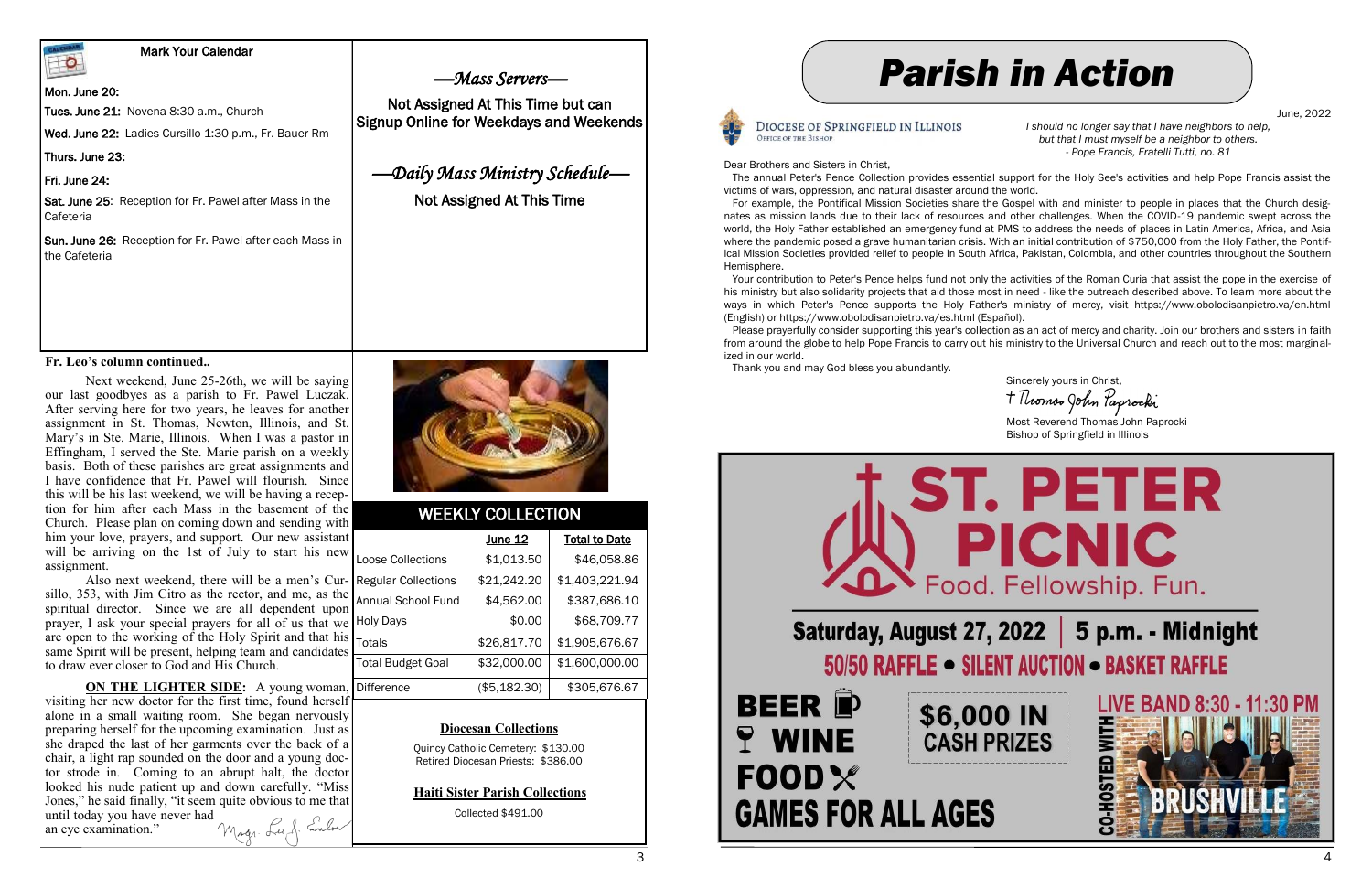### Mark Your Calendar

**Mon. June 20:**

**Tues. June 21:** Novena 8:30 a.m., Church

**Wed. June 22:** Ladies Cursillo 1:30 p.m., Fr. Bauer Rm

**Thurs. June 23:**

**Fri. June 24:**

**Sat. June 25:** Reception for Fr. Pawel after Mass in the Cafeteria

**Sun. June 26:** Reception for Fr. Pawel after each Mass in the Cafeteria

### *—Mass Servers—*

Not Assigned At This Time but can Signup Online for Weekdays and Weekends

### *—Daily Mass Ministry Schedule—*

Not Assigned At This Time

**Fr. Leo's column continued..**

Next weekend, June 25-26th, we will be saying our last goodbyes as a parish to Fr. Pawel Luczak. After serving here for two years, he leaves for another assignment in St. Thomas, Newton, Illinois, and St. Mary's in Ste. Marie, Illinois. When I was a pastor in Effingham, I served the Ste. Marie parish on a weekly basis. Both of these parishes are great assignments and I have confidence that Fr. Pawel will flourish. Since this will be his last weekend, we will be having a reception for him after each Mass in the basement of the Church. Please plan on coming down and sending with him your love, prayers, and support. Our new assistant will be arriving on the 1st of July to start his new assignment.

Also next weekend, there will be a men's Cursillo, 353, with Jim Citro as the rector, and me, as the spiritual director. Since we are all dependent upon prayer, I ask your special prayers for all of us that we are open to the working of the Holy Spirit and that his same Spirit will be present, helping team and candidates to draw ever closer to God and His Church.

**ON THE LIGHTER SIDE:** A young woman, visiting her new doctor for the first time, found herself alone in a small waiting room. She began nervously preparing herself for the upcoming examination. Just as she draped the last of her garments over the back of a chair, a light rap sounded on the door and a young doctor strode in. Coming to an abrupt halt, the doctor looked his nude patient up and down carefully. "Miss Jones," he said finally, "it seem quite obvious to me that until today you have never had an eye examination."

## WEEKLY COLLECTION

| | June 12 | Total to Date |
|---|---|---|
| Loose Collections | $1,013.50 | $46,058.86 |
| Regular Collections | $21,242.20 | $1,403,221.94 |
| Annual School Fund | $4,562.00 | $387,686.10 |
| Holy Days | $0.00 | $68,709.77 |
| Totals | $26,817.70 | $1,905,676.67 |
| Total Budget Goal | $32,000.00 | $1,600,000.00 |
| Difference | ($5,182.30) | $305,676.67 |

**Diocesan Collections**

Quincy Catholic Cemetery: $130.00
Retired Diocesan Priests: $386.00

**Haiti Sister Parish Collections**

Collected $491.00

# *Parish in Action*

June, 2022

DIOCESE OF SPRINGFIELD IN ILLINOIS
OFFICE OF THE BISHOP

*I should no longer say that I have neighbors to help, but that I must myself be a neighbor to others.*
*- Pope Francis, Fratelli Tutti, no. 81*

Dear Brothers and Sisters in Christ,

The annual Peter's Pence Collection provides essential support for the Holy See's activities and help Pope Francis assist the victims of wars, oppression, and natural disaster around the world.

For example, the Pontifical Mission Societies share the Gospel with and minister to people in places that the Church designates as mission lands due to their lack of resources and other challenges. When the COVID-19 pandemic swept across the world, the Holy Father established an emergency fund at PMS to address the needs of places in Latin America, Africa, and Asia where the pandemic posed a grave humanitarian crisis. With an initial contribution of $750,000 from the Holy Father, the Pontifical Mission Societies provided relief to people in South Africa, Pakistan, Colombia, and other countries throughout the Southern Hemisphere.

Your contribution to Peter's Pence helps fund not only the activities of the Roman Curia that assist the pope in the exercise of his ministry but also solidarity projects that aid those most in need - like the outreach described above. To learn more about the ways in which Peter's Pence supports the Holy Father's ministry of mercy, visit https://www.obolodisanpietro.va/en.html (English) or https://www.obolodisanpietro.va/es.html (Español).

Please prayerfully consider supporting this year's collection as an act of mercy and charity. Join our brothers and sisters in faith from around the globe to help Pope Francis to carry out his ministry to the Universal Church and reach out to the most marginalized in our world.

Thank you and may God bless you abundantly.

Sincerely yours in Christ,

Most Reverend Thomas John Paprocki
Bishop of Springfield in Illinois

# ST. PETER PICNIC

Food. Fellowship. Fun.

**Saturday, August 27, 2022 | 5 p.m. - Midnight**

**50/50 RAFFLE • SILENT AUCTION • BASKET RAFFLE**

**BEER**
**WINE**
**FOOD**
**GAMES FOR ALL AGES**

**$6,000 IN CASH PRIZES**

**LIVE BAND 8:30 - 11:30 PM**

CO-HOSTED WITH BRUSHVILLE